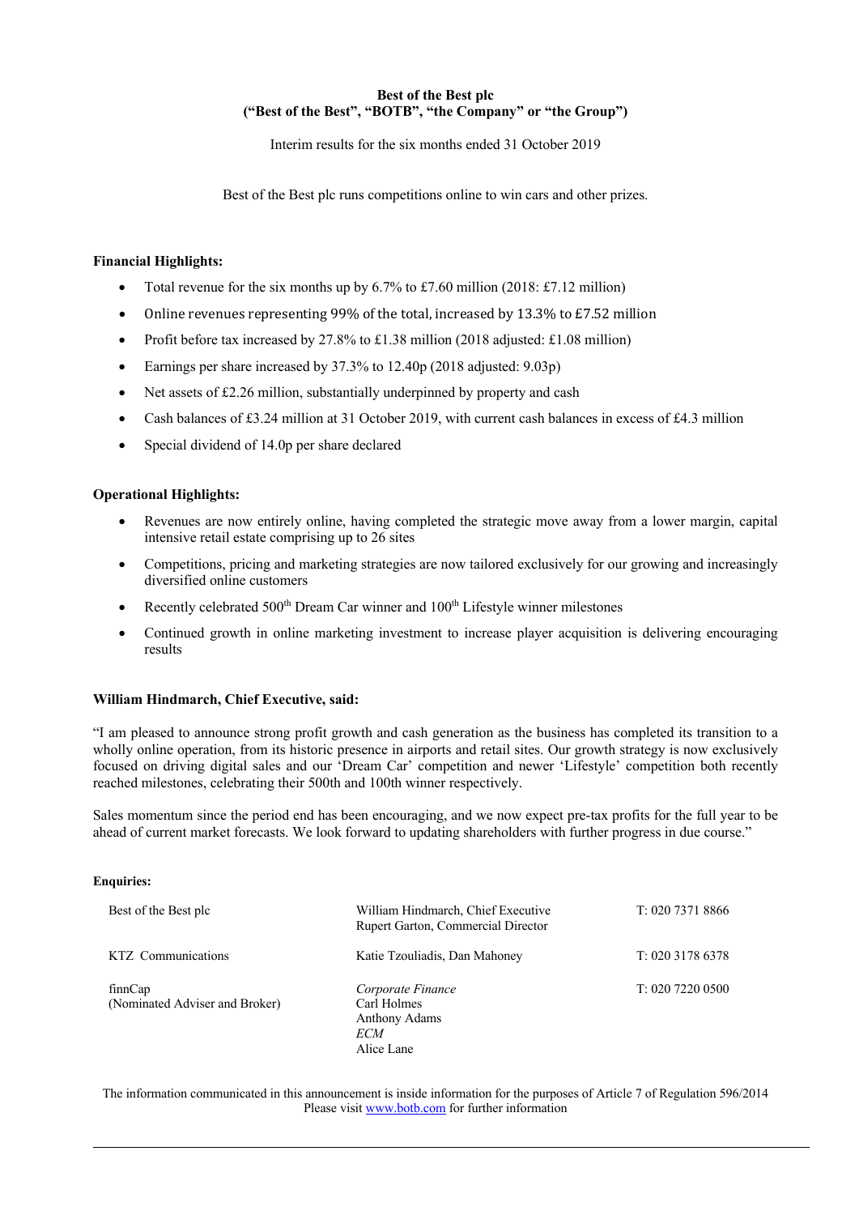**Best of the Best plc**
**("Best of the Best", "BOTB", "the Company" or "the Group")**

Interim results for the six months ended 31 October 2019

Best of the Best plc runs competitions online to win cars and other prizes.

**Financial Highlights:**

- Total revenue for the six months up by 6.7% to £7.60 million (2018: £7.12 million)
- Online revenues representing 99% of the total, increased by 13.3% to £7.52 million
- Profit before tax increased by 27.8% to £1.38 million (2018 adjusted: £1.08 million)
- Earnings per share increased by 37.3% to 12.40p (2018 adjusted: 9.03p)
- Net assets of £2.26 million, substantially underpinned by property and cash
- Cash balances of £3.24 million at 31 October 2019, with current cash balances in excess of £4.3 million
- Special dividend of 14.0p per share declared

**Operational Highlights:**

- Revenues are now entirely online, having completed the strategic move away from a lower margin, capital intensive retail estate comprising up to 26 sites
- Competitions, pricing and marketing strategies are now tailored exclusively for our growing and increasingly diversified online customers
- Recently celebrated 500th Dream Car winner and 100th Lifestyle winner milestones
- Continued growth in online marketing investment to increase player acquisition is delivering encouraging results

**William Hindmarch, Chief Executive, said:**

"I am pleased to announce strong profit growth and cash generation as the business has completed its transition to a wholly online operation, from its historic presence in airports and retail sites. Our growth strategy is now exclusively focused on driving digital sales and our 'Dream Car' competition and newer 'Lifestyle' competition both recently reached milestones, celebrating their 500th and 100th winner respectively.

Sales momentum since the period end has been encouraging, and we now expect pre-tax profits for the full year to be ahead of current market forecasts. We look forward to updating shareholders with further progress in due course."

**Enquiries:**

| | | |
|---|---|---|
| Best of the Best plc | William Hindmarch, Chief Executive<br>Rupert Garton, Commercial Director | T: 020 7371 8866 |
| KTZ Communications | Katie Tzouliadis, Dan Mahoney | T: 020 3178 6378 |
| finnCap<br>(Nominated Adviser and Broker) | *Corporate Finance*<br>Carl Holmes<br>Anthony Adams<br>*ECM*<br>Alice Lane | T: 020 7220 0500 |

The information communicated in this announcement is inside information for the purposes of Article 7 of Regulation 596/2014
Please visit www.botb.com for further information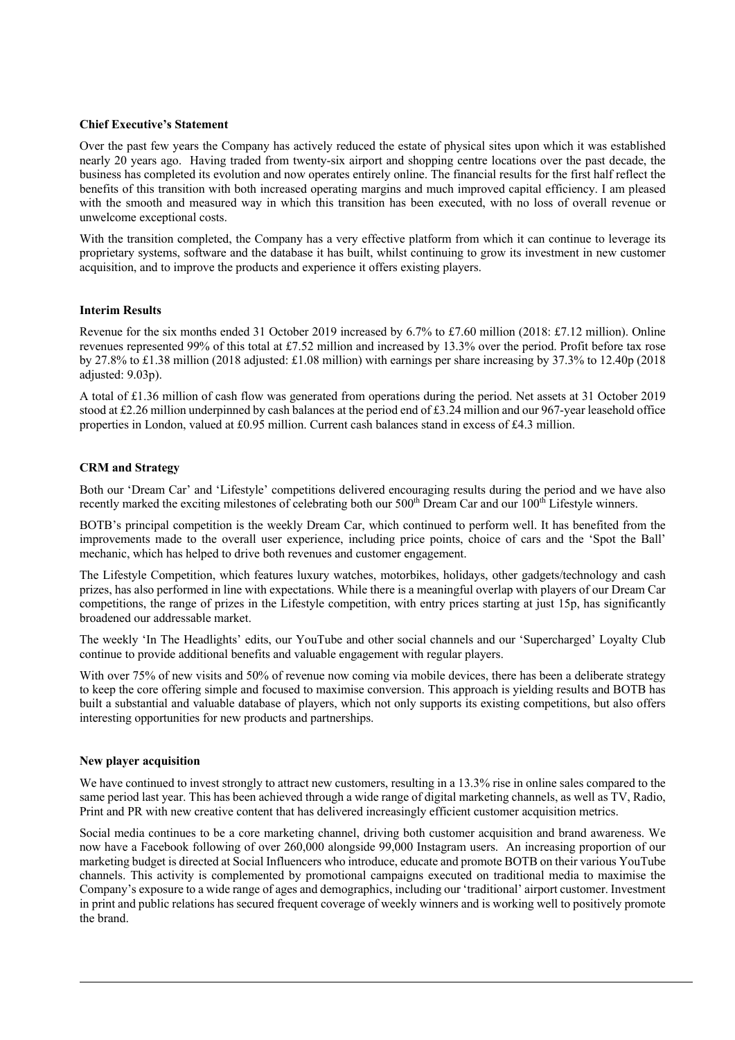## Chief Executive's Statement

Over the past few years the Company has actively reduced the estate of physical sites upon which it was established nearly 20 years ago. Having traded from twenty-six airport and shopping centre locations over the past decade, the business has completed its evolution and now operates entirely online. The financial results for the first half reflect the benefits of this transition with both increased operating margins and much improved capital efficiency. I am pleased with the smooth and measured way in which this transition has been executed, with no loss of overall revenue or unwelcome exceptional costs.

With the transition completed, the Company has a very effective platform from which it can continue to leverage its proprietary systems, software and the database it has built, whilst continuing to grow its investment in new customer acquisition, and to improve the products and experience it offers existing players.

## Interim Results

Revenue for the six months ended 31 October 2019 increased by 6.7% to £7.60 million (2018: £7.12 million). Online revenues represented 99% of this total at £7.52 million and increased by 13.3% over the period. Profit before tax rose by 27.8% to £1.38 million (2018 adjusted: £1.08 million) with earnings per share increasing by 37.3% to 12.40p (2018 adjusted: 9.03p).

A total of £1.36 million of cash flow was generated from operations during the period. Net assets at 31 October 2019 stood at £2.26 million underpinned by cash balances at the period end of £3.24 million and our 967-year leasehold office properties in London, valued at £0.95 million. Current cash balances stand in excess of £4.3 million.

## CRM and Strategy

Both our 'Dream Car' and 'Lifestyle' competitions delivered encouraging results during the period and we have also recently marked the exciting milestones of celebrating both our 500th Dream Car and our 100th Lifestyle winners.

BOTB's principal competition is the weekly Dream Car, which continued to perform well. It has benefited from the improvements made to the overall user experience, including price points, choice of cars and the 'Spot the Ball' mechanic, which has helped to drive both revenues and customer engagement.

The Lifestyle Competition, which features luxury watches, motorbikes, holidays, other gadgets/technology and cash prizes, has also performed in line with expectations. While there is a meaningful overlap with players of our Dream Car competitions, the range of prizes in the Lifestyle competition, with entry prices starting at just 15p, has significantly broadened our addressable market.

The weekly 'In The Headlights' edits, our YouTube and other social channels and our 'Supercharged' Loyalty Club continue to provide additional benefits and valuable engagement with regular players.

With over 75% of new visits and 50% of revenue now coming via mobile devices, there has been a deliberate strategy to keep the core offering simple and focused to maximise conversion. This approach is yielding results and BOTB has built a substantial and valuable database of players, which not only supports its existing competitions, but also offers interesting opportunities for new products and partnerships.

## New player acquisition

We have continued to invest strongly to attract new customers, resulting in a 13.3% rise in online sales compared to the same period last year. This has been achieved through a wide range of digital marketing channels, as well as TV, Radio, Print and PR with new creative content that has delivered increasingly efficient customer acquisition metrics.

Social media continues to be a core marketing channel, driving both customer acquisition and brand awareness. We now have a Facebook following of over 260,000 alongside 99,000 Instagram users. An increasing proportion of our marketing budget is directed at Social Influencers who introduce, educate and promote BOTB on their various YouTube channels. This activity is complemented by promotional campaigns executed on traditional media to maximise the Company's exposure to a wide range of ages and demographics, including our 'traditional' airport customer. Investment in print and public relations has secured frequent coverage of weekly winners and is working well to positively promote the brand.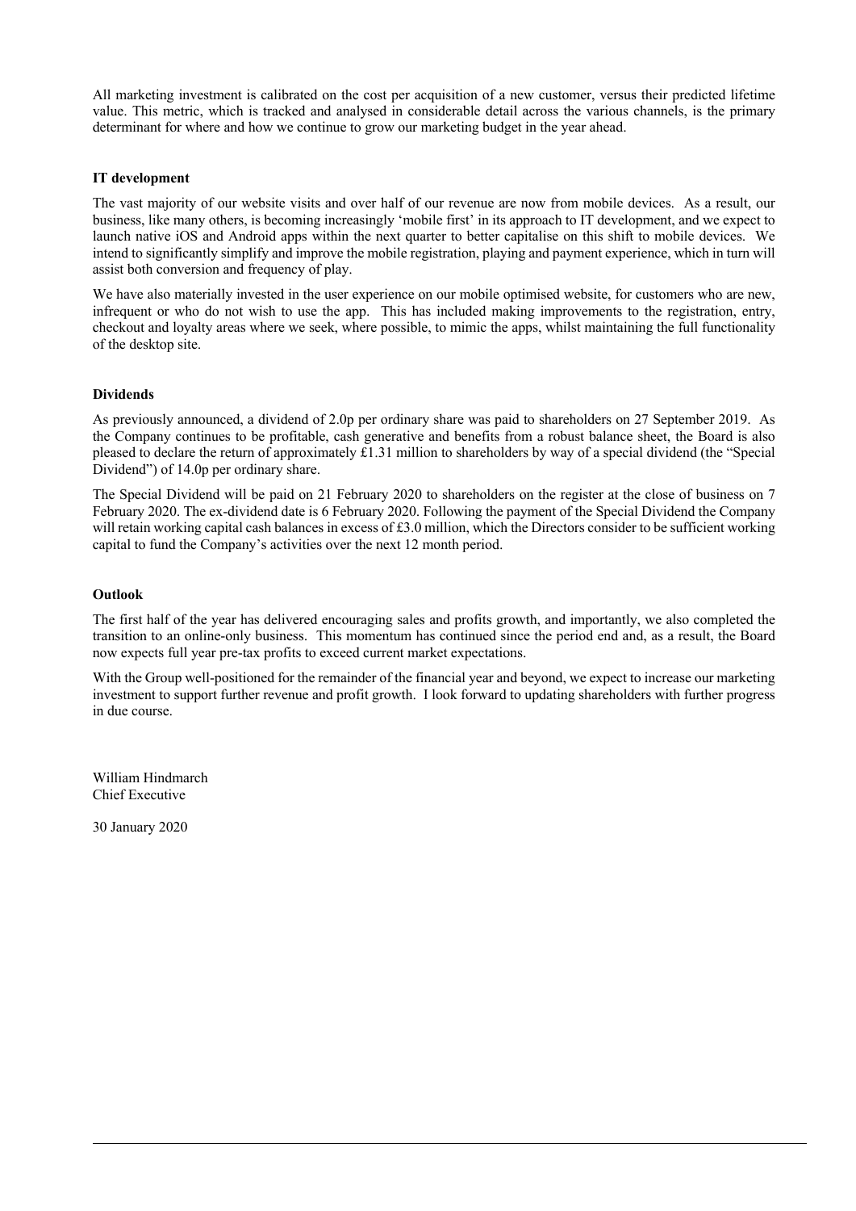All marketing investment is calibrated on the cost per acquisition of a new customer, versus their predicted lifetime value. This metric, which is tracked and analysed in considerable detail across the various channels, is the primary determinant for where and how we continue to grow our marketing budget in the year ahead.

**IT development**

The vast majority of our website visits and over half of our revenue are now from mobile devices. As a result, our business, like many others, is becoming increasingly 'mobile first' in its approach to IT development, and we expect to launch native iOS and Android apps within the next quarter to better capitalise on this shift to mobile devices. We intend to significantly simplify and improve the mobile registration, playing and payment experience, which in turn will assist both conversion and frequency of play.

We have also materially invested in the user experience on our mobile optimised website, for customers who are new, infrequent or who do not wish to use the app. This has included making improvements to the registration, entry, checkout and loyalty areas where we seek, where possible, to mimic the apps, whilst maintaining the full functionality of the desktop site.

**Dividends**

As previously announced, a dividend of 2.0p per ordinary share was paid to shareholders on 27 September 2019. As the Company continues to be profitable, cash generative and benefits from a robust balance sheet, the Board is also pleased to declare the return of approximately £1.31 million to shareholders by way of a special dividend (the "Special Dividend") of 14.0p per ordinary share.

The Special Dividend will be paid on 21 February 2020 to shareholders on the register at the close of business on 7 February 2020. The ex-dividend date is 6 February 2020. Following the payment of the Special Dividend the Company will retain working capital cash balances in excess of £3.0 million, which the Directors consider to be sufficient working capital to fund the Company's activities over the next 12 month period.

**Outlook**

The first half of the year has delivered encouraging sales and profits growth, and importantly, we also completed the transition to an online-only business. This momentum has continued since the period end and, as a result, the Board now expects full year pre-tax profits to exceed current market expectations.

With the Group well-positioned for the remainder of the financial year and beyond, we expect to increase our marketing investment to support further revenue and profit growth. I look forward to updating shareholders with further progress in due course.

William Hindmarch
Chief Executive

30 January 2020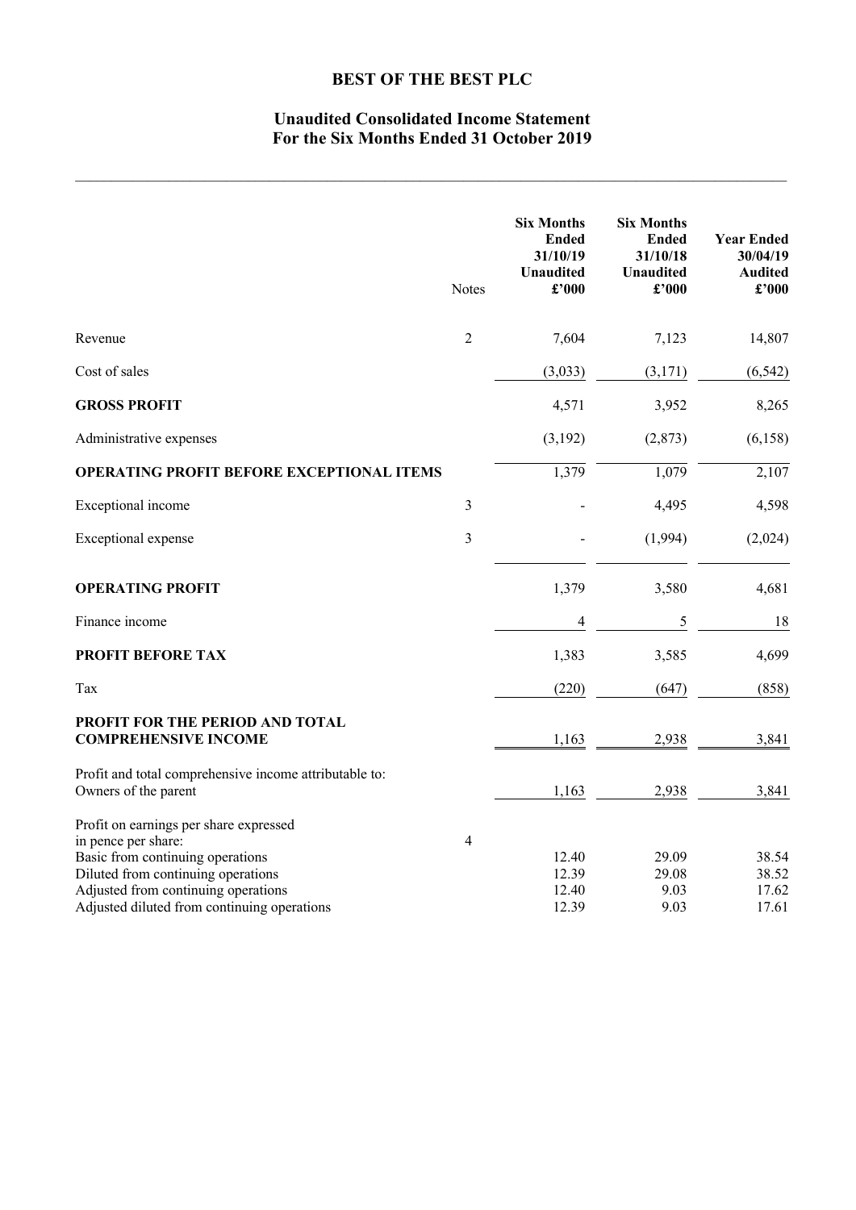# BEST OF THE BEST PLC

## Unaudited Consolidated Income Statement
## For the Six Months Ended 31 October 2019

| | Notes | Six Months Ended 31/10/19 Unaudited £'000 | Six Months Ended 31/10/18 Unaudited £'000 | Year Ended 30/04/19 Audited £'000 |
|---|---|---|---|---|
| Revenue | 2 | 7,604 | 7,123 | 14,807 |
| Cost of sales | | (3,033) | (3,171) | (6,542) |
| **GROSS PROFIT** | | 4,571 | 3,952 | 8,265 |
| Administrative expenses | | (3,192) | (2,873) | (6,158) |
| **OPERATING PROFIT BEFORE EXCEPTIONAL ITEMS** | | 1,379 | 1,079 | 2,107 |
| Exceptional income | 3 | - | 4,495 | 4,598 |
| Exceptional expense | 3 | - | (1,994) | (2,024) |
| **OPERATING PROFIT** | | 1,379 | 3,580 | 4,681 |
| Finance income | | 4 | 5 | 18 |
| **PROFIT BEFORE TAX** | | 1,383 | 3,585 | 4,699 |
| Tax | | (220) | (647) | (858) |
| **PROFIT FOR THE PERIOD AND TOTAL COMPREHENSIVE INCOME** | | 1,163 | 2,938 | 3,841 |
| Profit and total comprehensive income attributable to: | | | | |
| Owners of the parent | | 1,163 | 2,938 | 3,841 |
| Profit on earnings per share expressed in pence per share: | 4 | | | |
| Basic from continuing operations | | 12.40 | 29.09 | 38.54 |
| Diluted from continuing operations | | 12.39 | 29.08 | 38.52 |
| Adjusted from continuing operations | | 12.40 | 9.03 | 17.62 |
| Adjusted diluted from continuing operations | | 12.39 | 9.03 | 17.61 |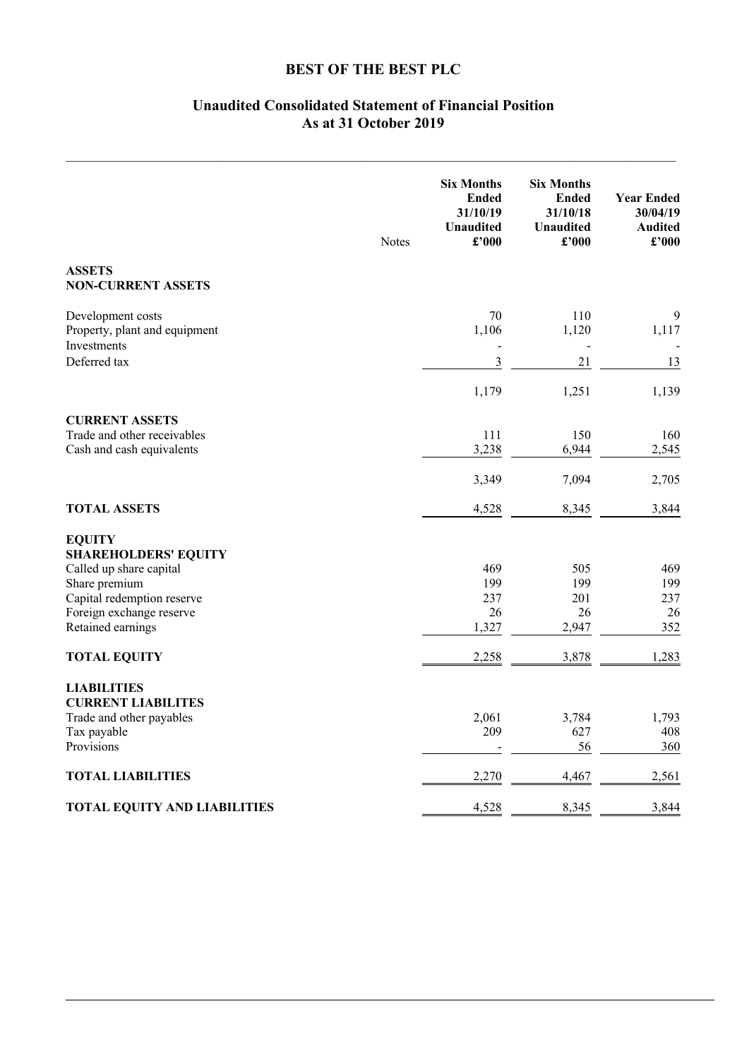# BEST OF THE BEST PLC

## Unaudited Consolidated Statement of Financial Position
## As at 31 October 2019

| | Notes | Six Months Ended 31/10/19 Unaudited £'000 | Six Months Ended 31/10/18 Unaudited £'000 | Year Ended 30/04/19 Audited £'000 |
|---|---|---|---|---|
| **ASSETS** | | | | |
| **NON-CURRENT ASSETS** | | | | |
| Development costs | | 70 | 110 | 9 |
| Property, plant and equipment | | 1,106 | 1,120 | 1,117 |
| Investments | | - | - | - |
| Deferred tax | | 3 | 21 | 13 |
| | | 1,179 | 1,251 | 1,139 |
| **CURRENT ASSETS** | | | | |
| Trade and other receivables | | 111 | 150 | 160 |
| Cash and cash equivalents | | 3,238 | 6,944 | 2,545 |
| | | 3,349 | 7,094 | 2,705 |
| **TOTAL ASSETS** | | 4,528 | 8,345 | 3,844 |
| **EQUITY** | | | | |
| **SHAREHOLDERS' EQUITY** | | | | |
| Called up share capital | | 469 | 505 | 469 |
| Share premium | | 199 | 199 | 199 |
| Capital redemption reserve | | 237 | 201 | 237 |
| Foreign exchange reserve | | 26 | 26 | 26 |
| Retained earnings | | 1,327 | 2,947 | 352 |
| **TOTAL EQUITY** | | 2,258 | 3,878 | 1,283 |
| **LIABILITIES** | | | | |
| **CURRENT LIABILITES** | | | | |
| Trade and other payables | | 2,061 | 3,784 | 1,793 |
| Tax payable | | 209 | 627 | 408 |
| Provisions | | - | 56 | 360 |
| **TOTAL LIABILITIES** | | 2,270 | 4,467 | 2,561 |
| **TOTAL EQUITY AND LIABILITIES** | | 4,528 | 8,345 | 3,844 |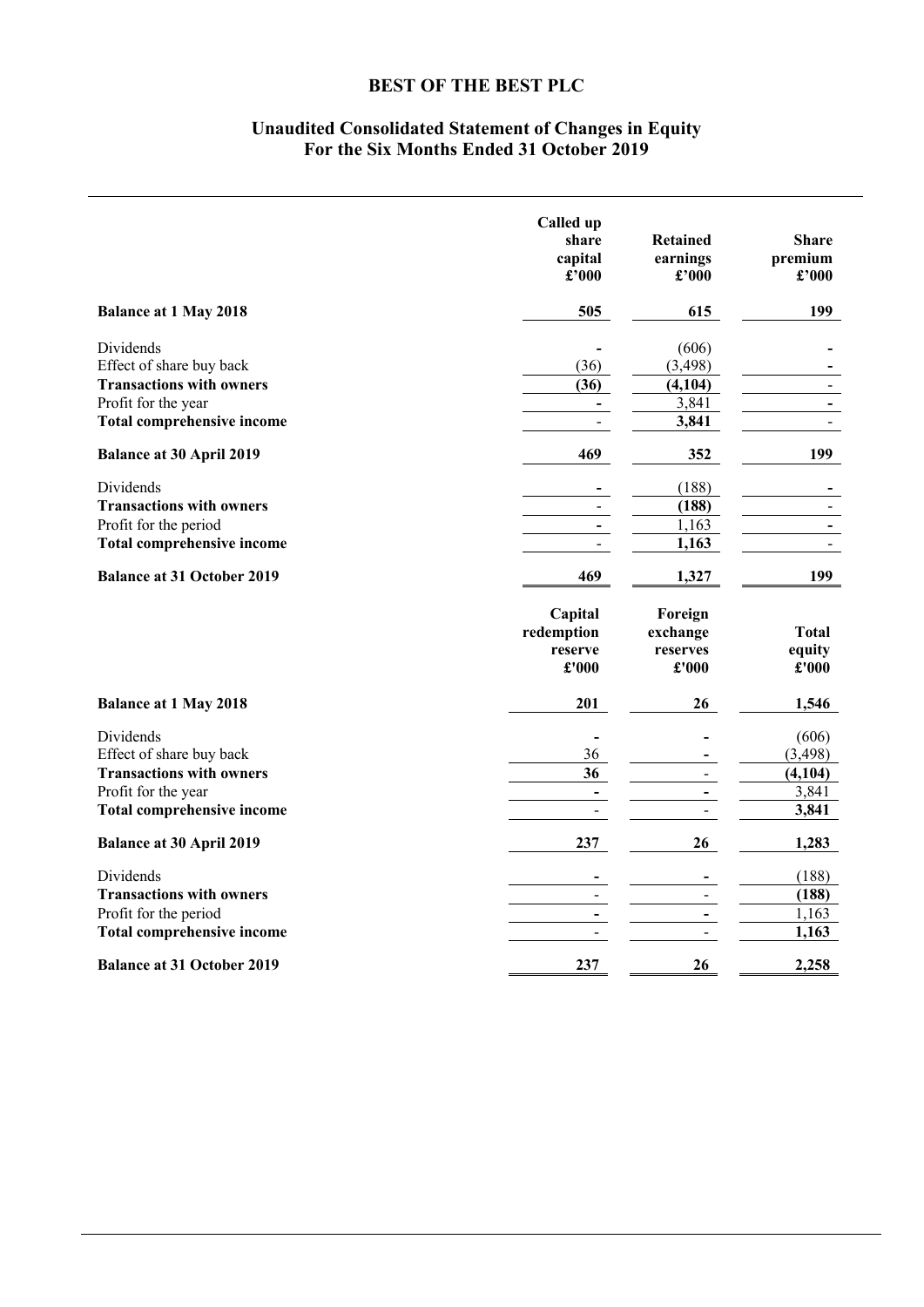# BEST OF THE BEST PLC

## Unaudited Consolidated Statement of Changes in Equity
## For the Six Months Ended 31 October 2019

| | Called up share capital £'000 | Retained earnings £'000 | Share premium £'000 |
|---|---|---|---|
| **Balance at 1 May 2018** | **505** | **615** | **199** |
| Dividends | - | (606) | - |
| Effect of share buy back | (36) | (3,498) | - |
| **Transactions with owners** | **(36)** | **(4,104)** | - |
| Profit for the year | - | 3,841 | - |
| **Total comprehensive income** | - | **3,841** | - |
| **Balance at 30 April 2019** | **469** | **352** | **199** |
| Dividends | - | (188) | - |
| **Transactions with owners** | - | **(188)** | - |
| Profit for the period | - | 1,163 | - |
| **Total comprehensive income** | - | **1,163** | - |
| **Balance at 31 October 2019** | **469** | **1,327** | **199** |

| | Capital redemption reserve £'000 | Foreign exchange reserves £'000 | Total equity £'000 |
|---|---|---|---|
| **Balance at 1 May 2018** | **201** | **26** | **1,546** |
| Dividends | - | - | (606) |
| Effect of share buy back | 36 | - | (3,498) |
| **Transactions with owners** | **36** | - | **(4,104)** |
| Profit for the year | - | - | 3,841 |
| **Total comprehensive income** | - | - | **3,841** |
| **Balance at 30 April 2019** | **237** | **26** | **1,283** |
| Dividends | - | - | (188) |
| **Transactions with owners** | - | - | **(188)** |
| Profit for the period | - | - | 1,163 |
| **Total comprehensive income** | - | - | **1,163** |
| **Balance at 31 October 2019** | **237** | **26** | **2,258** |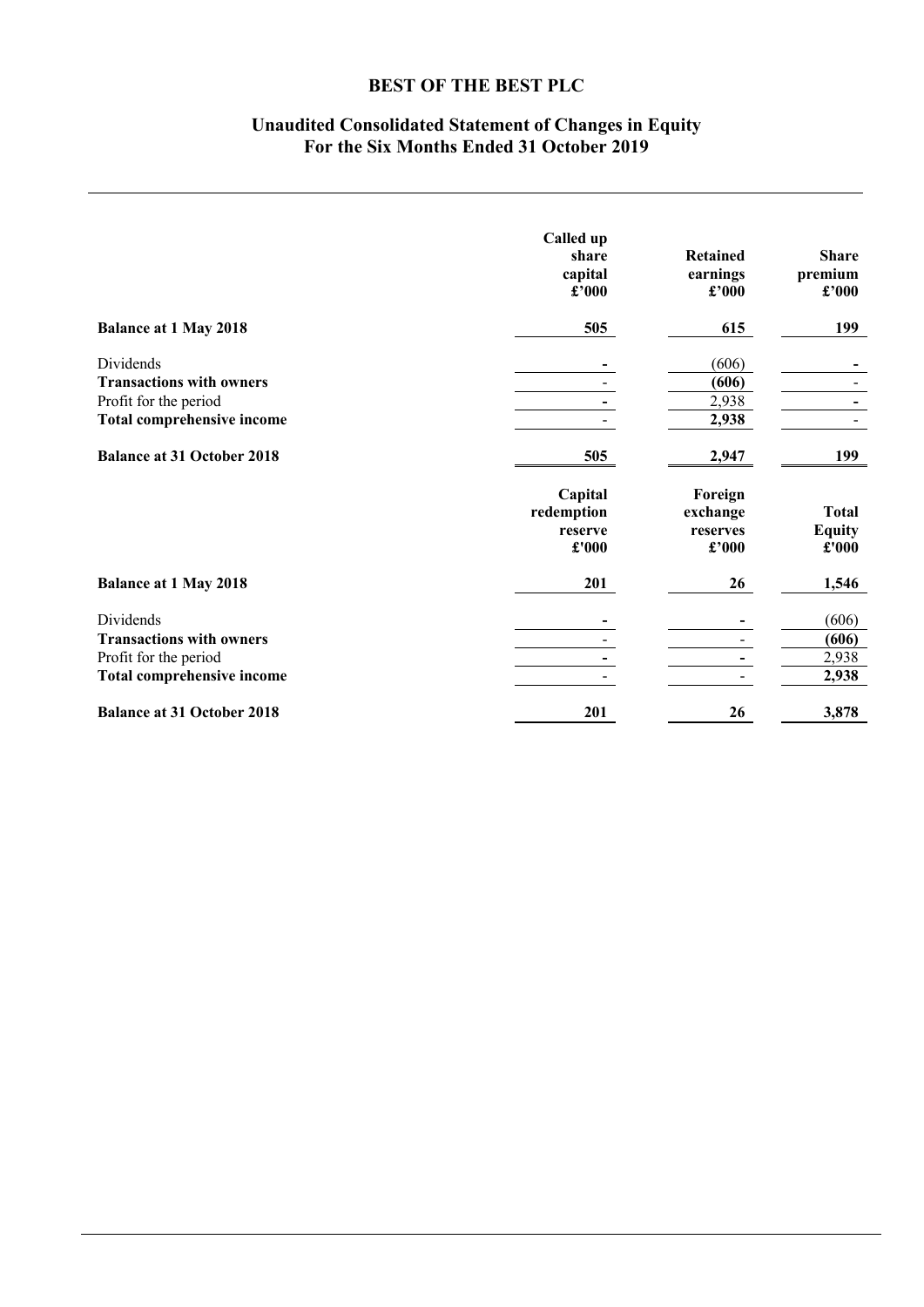# BEST OF THE BEST PLC

## Unaudited Consolidated Statement of Changes in Equity
## For the Six Months Ended 31 October 2019

| | Called up share capital £'000 | Retained earnings £'000 | Share premium £'000 |
|---|---|---|---|
| **Balance at 1 May 2018** | **505** | **615** | **199** |
| Dividends | - | (606) | - |
| **Transactions with owners** | - | **(606)** | - |
| Profit for the period | - | 2,938 | - |
| **Total comprehensive income** | - | **2,938** | - |
| **Balance at 31 October 2018** | **505** | **2,947** | **199** |

| | Capital redemption reserve £'000 | Foreign exchange reserves £'000 | Total Equity £'000 |
|---|---|---|---|
| **Balance at 1 May 2018** | **201** | **26** | **1,546** |
| Dividends | - | - | (606) |
| **Transactions with owners** | - | - | **(606)** |
| Profit for the period | - | - | 2,938 |
| **Total comprehensive income** | - | - | **2,938** |
| **Balance at 31 October 2018** | **201** | **26** | **3,878** |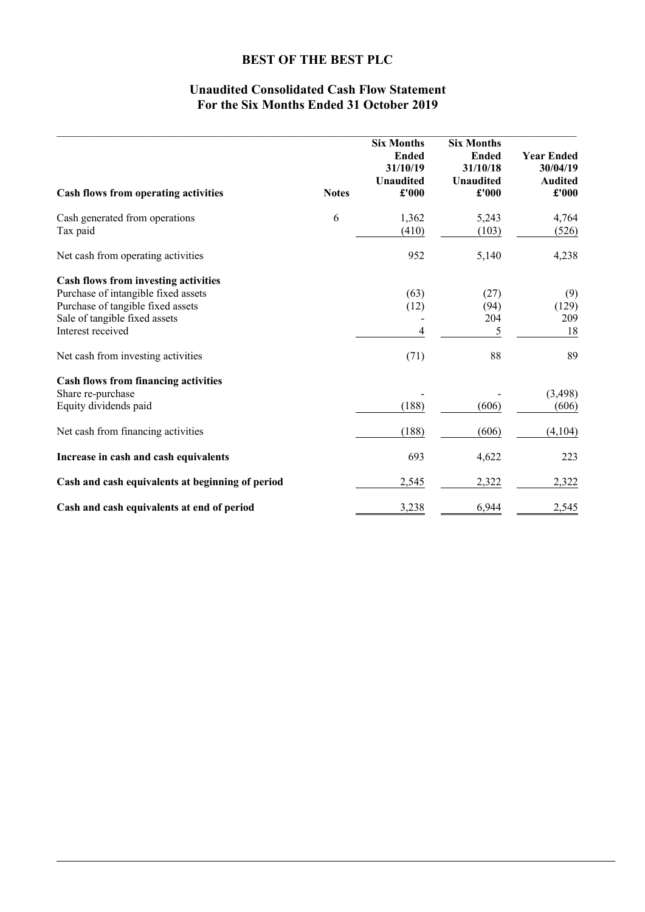# BEST OF THE BEST PLC

## Unaudited Consolidated Cash Flow Statement
## For the Six Months Ended 31 October 2019

| Cash flows from operating activities | Notes | Six Months Ended 31/10/19 Unaudited £'000 | Six Months Ended 31/10/18 Unaudited £'000 | Year Ended 30/04/19 Audited £'000 |
|---|---|---|---|---|
| Cash generated from operations | 6 | 1,362 | 5,243 | 4,764 |
| Tax paid | | (410) | (103) | (526) |
| Net cash from operating activities | | 952 | 5,140 | 4,238 |
| **Cash flows from investing activities** | | | | |
| Purchase of intangible fixed assets | | (63) | (27) | (9) |
| Purchase of tangible fixed assets | | (12) | (94) | (129) |
| Sale of tangible fixed assets | | - | 204 | 209 |
| Interest received | | 4 | 5 | 18 |
| Net cash from investing activities | | (71) | 88 | 89 |
| **Cash flows from financing activities** | | | | |
| Share re-purchase | | - | - | (3,498) |
| Equity dividends paid | | (188) | (606) | (606) |
| Net cash from financing activities | | (188) | (606) | (4,104) |
| **Increase in cash and cash equivalents** | | 693 | 4,622 | 223 |
| **Cash and cash equivalents at beginning of period** | | 2,545 | 2,322 | 2,322 |
| **Cash and cash equivalents at end of period** | | 3,238 | 6,944 | 2,545 |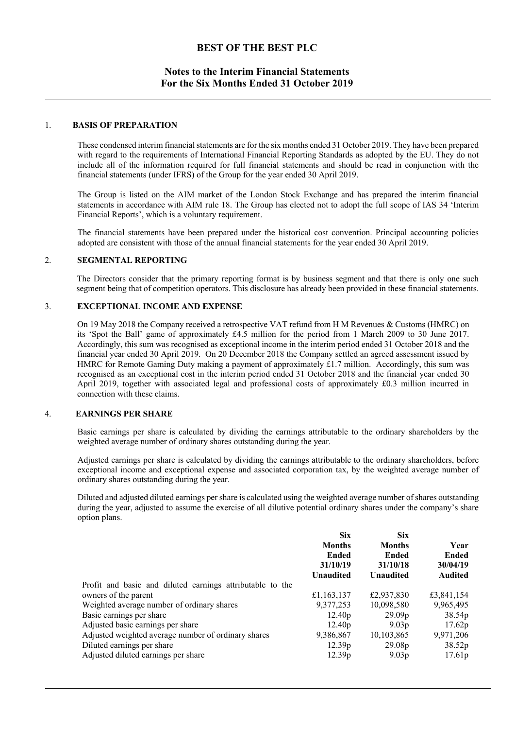# BEST OF THE BEST PLC

## Notes to the Interim Financial Statements For the Six Months Ended 31 October 2019

### 1. BASIS OF PREPARATION

These condensed interim financial statements are for the six months ended 31 October 2019. They have been prepared with regard to the requirements of International Financial Reporting Standards as adopted by the EU. They do not include all of the information required for full financial statements and should be read in conjunction with the financial statements (under IFRS) of the Group for the year ended 30 April 2019.

The Group is listed on the AIM market of the London Stock Exchange and has prepared the interim financial statements in accordance with AIM rule 18. The Group has elected not to adopt the full scope of IAS 34 'Interim Financial Reports', which is a voluntary requirement.

The financial statements have been prepared under the historical cost convention. Principal accounting policies adopted are consistent with those of the annual financial statements for the year ended 30 April 2019.

### 2. SEGMENTAL REPORTING

The Directors consider that the primary reporting format is by business segment and that there is only one such segment being that of competition operators. This disclosure has already been provided in these financial statements.

### 3. EXCEPTIONAL INCOME AND EXPENSE

On 19 May 2018 the Company received a retrospective VAT refund from H M Revenues & Customs (HMRC) on its 'Spot the Ball' game of approximately £4.5 million for the period from 1 March 2009 to 30 June 2017. Accordingly, this sum was recognised as exceptional income in the interim period ended 31 October 2018 and the financial year ended 30 April 2019. On 20 December 2018 the Company settled an agreed assessment issued by HMRC for Remote Gaming Duty making a payment of approximately £1.7 million. Accordingly, this sum was recognised as an exceptional cost in the interim period ended 31 October 2018 and the financial year ended 30 April 2019, together with associated legal and professional costs of approximately £0.3 million incurred in connection with these claims.

### 4. EARNINGS PER SHARE

Basic earnings per share is calculated by dividing the earnings attributable to the ordinary shareholders by the weighted average number of ordinary shares outstanding during the year.

Adjusted earnings per share is calculated by dividing the earnings attributable to the ordinary shareholders, before exceptional income and exceptional expense and associated corporation tax, by the weighted average number of ordinary shares outstanding during the year.

Diluted and adjusted diluted earnings per share is calculated using the weighted average number of shares outstanding during the year, adjusted to assume the exercise of all dilutive potential ordinary shares under the company's share option plans.

| | Six Months Ended 31/10/19 Unaudited | Six Months Ended 31/10/18 Unaudited | Year Ended 30/04/19 Audited |
|---|---|---|---|
| Profit and basic and diluted earnings attributable to the owners of the parent | £1,163,137 | £2,937,830 | £3,841,154 |
| Weighted average number of ordinary shares | 9,377,253 | 10,098,580 | 9,965,495 |
| Basic earnings per share | 12.40p | 29.09p | 38.54p |
| Adjusted basic earnings per share | 12.40p | 9.03p | 17.62p |
| Adjusted weighted average number of ordinary shares | 9,386,867 | 10,103,865 | 9,971,206 |
| Diluted earnings per share | 12.39p | 29.08p | 38.52p |
| Adjusted diluted earnings per share | 12.39p | 9.03p | 17.61p |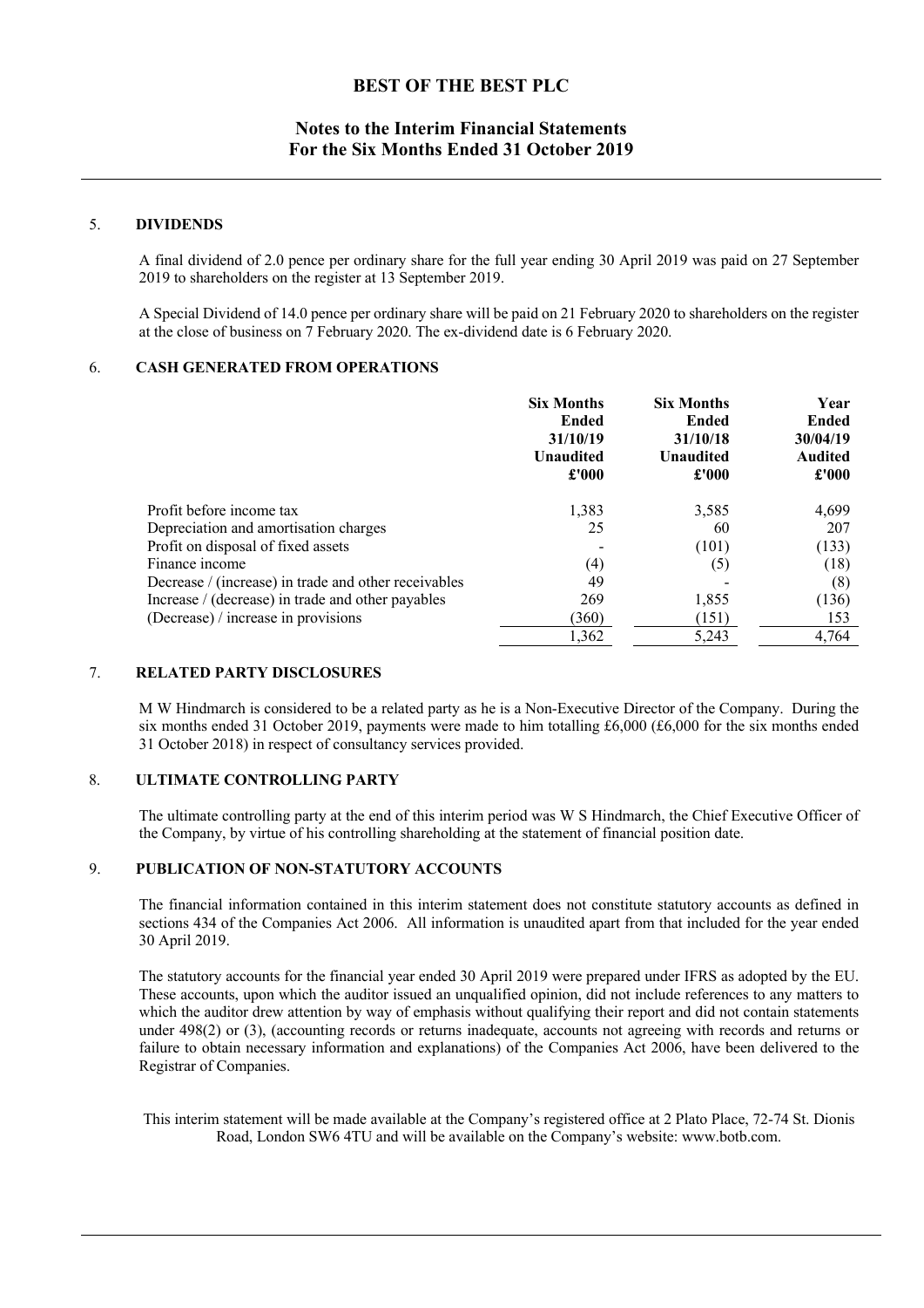# BEST OF THE BEST PLC

## Notes to the Interim Financial Statements For the Six Months Ended 31 October 2019

### 5. DIVIDENDS

A final dividend of 2.0 pence per ordinary share for the full year ending 30 April 2019 was paid on 27 September 2019 to shareholders on the register at 13 September 2019.

A Special Dividend of 14.0 pence per ordinary share will be paid on 21 February 2020 to shareholders on the register at the close of business on 7 February 2020. The ex-dividend date is 6 February 2020.

### 6. CASH GENERATED FROM OPERATIONS

| | Six Months Ended 31/10/19 Unaudited £'000 | Six Months Ended 31/10/18 Unaudited £'000 | Year Ended 30/04/19 Audited £'000 |
|---|---|---|---|
| Profit before income tax | 1,383 | 3,585 | 4,699 |
| Depreciation and amortisation charges | 25 | 60 | 207 |
| Profit on disposal of fixed assets | - | (101) | (133) |
| Finance income | (4) | (5) | (18) |
| Decrease / (increase) in trade and other receivables | 49 | - | (8) |
| Increase / (decrease) in trade and other payables | 269 | 1,855 | (136) |
| (Decrease) / increase in provisions | (360) | (151) | 153 |
| | 1,362 | 5,243 | 4,764 |

### 7. RELATED PARTY DISCLOSURES

M W Hindmarch is considered to be a related party as he is a Non-Executive Director of the Company. During the six months ended 31 October 2019, payments were made to him totalling £6,000 (£6,000 for the six months ended 31 October 2018) in respect of consultancy services provided.

### 8. ULTIMATE CONTROLLING PARTY

The ultimate controlling party at the end of this interim period was W S Hindmarch, the Chief Executive Officer of the Company, by virtue of his controlling shareholding at the statement of financial position date.

### 9. PUBLICATION OF NON-STATUTORY ACCOUNTS

The financial information contained in this interim statement does not constitute statutory accounts as defined in sections 434 of the Companies Act 2006. All information is unaudited apart from that included for the year ended 30 April 2019.

The statutory accounts for the financial year ended 30 April 2019 were prepared under IFRS as adopted by the EU. These accounts, upon which the auditor issued an unqualified opinion, did not include references to any matters to which the auditor drew attention by way of emphasis without qualifying their report and did not contain statements under 498(2) or (3), (accounting records or returns inadequate, accounts not agreeing with records and returns or failure to obtain necessary information and explanations) of the Companies Act 2006, have been delivered to the Registrar of Companies.

This interim statement will be made available at the Company's registered office at 2 Plato Place, 72-74 St. Dionis Road, London SW6 4TU and will be available on the Company's website: www.botb.com.